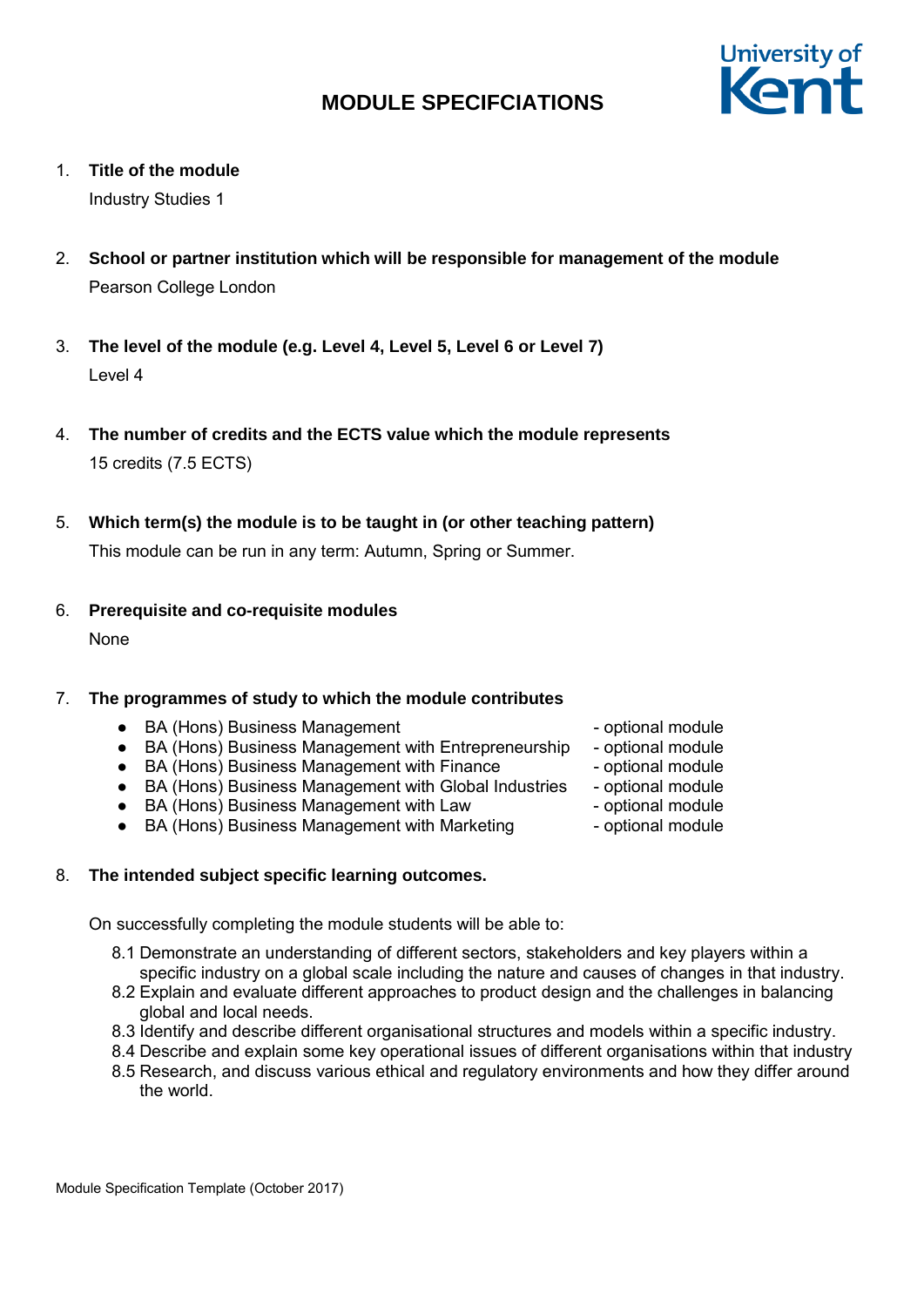# MODULE SPECIFCIATIONS

1. **Title of the module**

   Industry Studies 1

2. **School or partner institution which will be responsible for management of the module**

   Pearson College London

3. **The level of the module (e.g. Level 4, Level 5, Level 6 or Level 7)**

   Level 4

4. **The number of credits and the ECTS value which the module represents**

   15 credits (7.5 ECTS)

5. **Which term(s) the module is to be taught in (or other teaching pattern)**

   This module can be run in any term: Autumn, Spring or Summer.

6. **Prerequisite and co-requisite modules**

   None

7. **The programmes of study to which the module contributes**

   - BA (Hons) Business Management - optional module
   - BA (Hons) Business Management with Entrepreneurship - optional module
   - BA (Hons) Business Management with Finance - optional module
   - BA (Hons) Business Management with Global Industries - optional module
   - BA (Hons) Business Management with Law - optional module
   - BA (Hons) Business Management with Marketing - optional module

8. **The intended subject specific learning outcomes.**

   On successfully completing the module students will be able to:

   8.1 Demonstrate an understanding of different sectors, stakeholders and key players within a specific industry on a global scale including the nature and causes of changes in that industry.
   8.2 Explain and evaluate different approaches to product design and the challenges in balancing global and local needs.
   8.3 Identify and describe different organisational structures and models within a specific industry.
   8.4 Describe and explain some key operational issues of different organisations within that industry
   8.5 Research, and discuss various ethical and regulatory environments and how they differ around the world.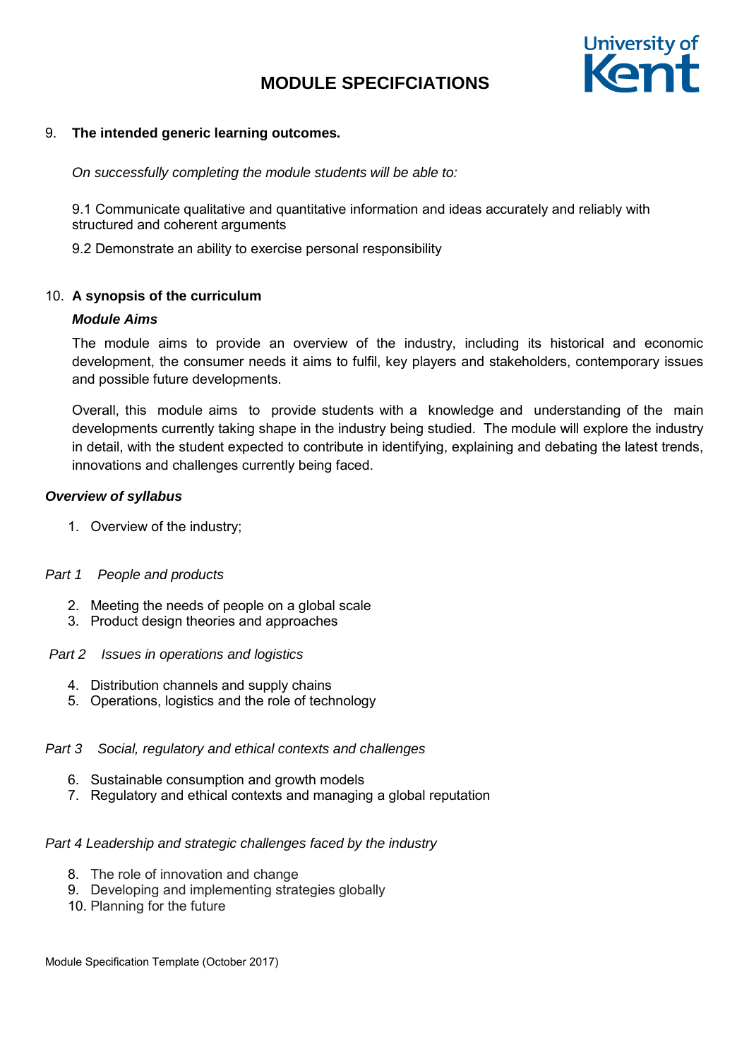# MODULE SPECIFCIATIONS

9. **The intended generic learning outcomes.**

*On successfully completing the module students will be able to:*

9.1 Communicate qualitative and quantitative information and ideas accurately and reliably with structured and coherent arguments

9.2 Demonstrate an ability to exercise personal responsibility

10. **A synopsis of the curriculum**

***Module Aims***

The module aims to provide an overview of the industry, including its historical and economic development, the consumer needs it aims to fulfil, key players and stakeholders, contemporary issues and possible future developments.

Overall, this module aims to provide students with a knowledge and understanding of the main developments currently taking shape in the industry being studied. The module will explore the industry in detail, with the student expected to contribute in identifying, explaining and debating the latest trends, innovations and challenges currently being faced.

***Overview of syllabus***

1. Overview of the industry;

*Part 1 People and products*

2. Meeting the needs of people on a global scale
3. Product design theories and approaches

*Part 2 Issues in operations and logistics*

4. Distribution channels and supply chains
5. Operations, logistics and the role of technology

*Part 3 Social, regulatory and ethical contexts and challenges*

6. Sustainable consumption and growth models
7. Regulatory and ethical contexts and managing a global reputation

*Part 4 Leadership and strategic challenges faced by the industry*

8. The role of innovation and change
9. Developing and implementing strategies globally
10. Planning for the future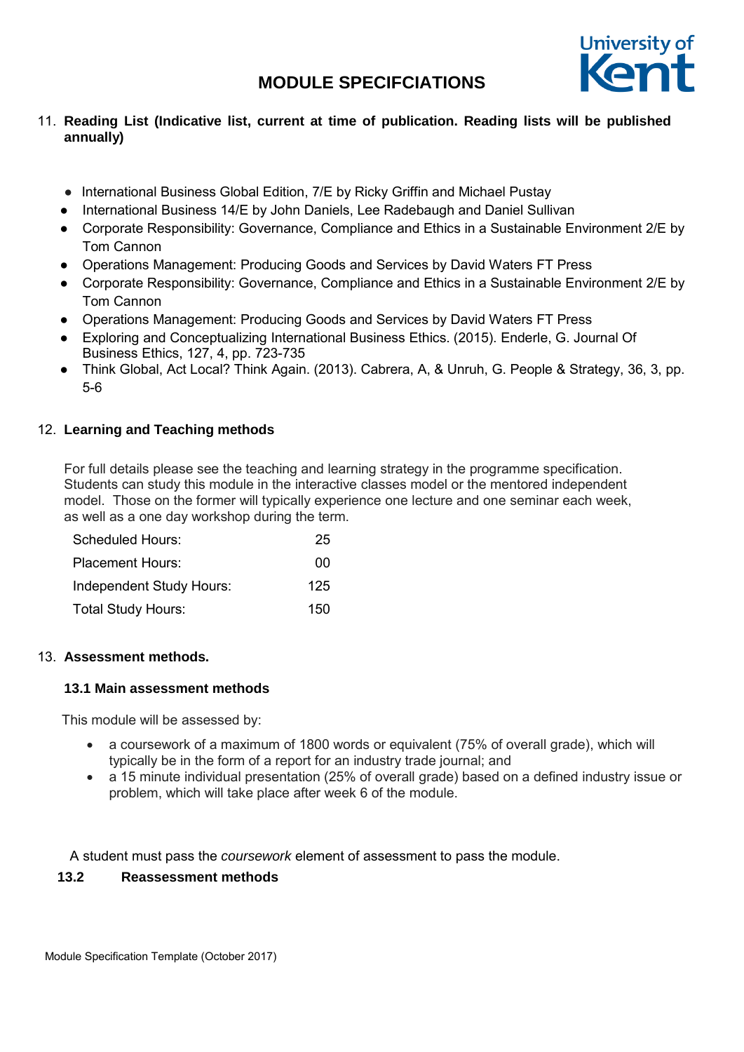11. **Reading List (Indicative list, current at time of publication. Reading lists will be published annually)**

- International Business Global Edition, 7/E by Ricky Griffin and Michael Pustay
- International Business 14/E by John Daniels, Lee Radebaugh and Daniel Sullivan
- Corporate Responsibility: Governance, Compliance and Ethics in a Sustainable Environment 2/E by Tom Cannon
- Operations Management: Producing Goods and Services by David Waters FT Press
- Corporate Responsibility: Governance, Compliance and Ethics in a Sustainable Environment 2/E by Tom Cannon
- Operations Management: Producing Goods and Services by David Waters FT Press
- Exploring and Conceptualizing International Business Ethics. (2015). Enderle, G. Journal Of Business Ethics, 127, 4, pp. 723-735
- Think Global, Act Local? Think Again. (2013). Cabrera, A, & Unruh, G. People & Strategy, 36, 3, pp. 5-6

12. **Learning and Teaching methods**

For full details please see the teaching and learning strategy in the programme specification. Students can study this module in the interactive classes model or the mentored independent model. Those on the former will typically experience one lecture and one seminar each week, as well as a one day workshop during the term.

| | |
|---|---|
| Scheduled Hours: | 25 |
| Placement Hours: | 00 |
| Independent Study Hours: | 125 |
| Total Study Hours: | 150 |

13. **Assessment methods.**

**13.1 Main assessment methods**

This module will be assessed by:

- a coursework of a maximum of 1800 words or equivalent (75% of overall grade), which will typically be in the form of a report for an industry trade journal; and
- a 15 minute individual presentation (25% of overall grade) based on a defined industry issue or problem, which will take place after week 6 of the module.

A student must pass the *coursework* element of assessment to pass the module.

**13.2 Reassessment methods**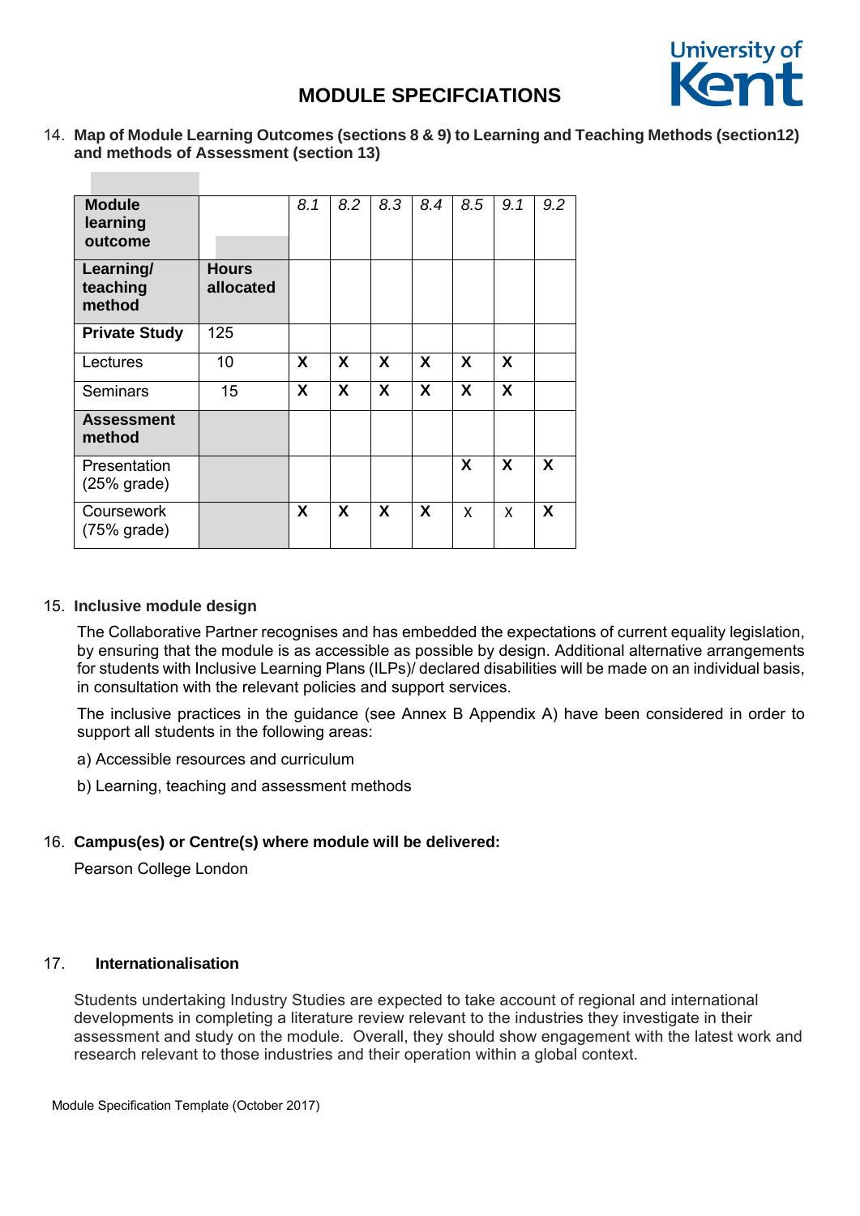# MODULE SPECIFCIATIONS

## 14. Map of Module Learning Outcomes (sections 8 & 9) to Learning and Teaching Methods (section12) and methods of Assessment (section 13)

| **Module learning outcome** | | *8.1* | *8.2* | *8.3* | *8.4* | *8.5* | *9.1* | *9.2* |
|---|---|---|---|---|---|---|---|---|
| **Learning/ teaching method** | **Hours allocated** | | | | | | | |
| **Private Study** | 125 | | | | | | | |
| Lectures | 10 | **X** | **X** | **X** | **X** | **X** | **X** | |
| Seminars | 15 | **X** | **X** | **X** | **X** | **X** | **X** | |
| **Assessment method** | | | | | | | | |
| Presentation (25% grade) | | | | | | **X** | **X** | **X** |
| Coursework (75% grade) | | **X** | **X** | **X** | **X** | X | X | **X** |

## 15. Inclusive module design

The Collaborative Partner recognises and has embedded the expectations of current equality legislation, by ensuring that the module is as accessible as possible by design. Additional alternative arrangements for students with Inclusive Learning Plans (ILPs)/ declared disabilities will be made on an individual basis, in consultation with the relevant policies and support services.

The inclusive practices in the guidance (see Annex B Appendix A) have been considered in order to support all students in the following areas:

a) Accessible resources and curriculum

b) Learning, teaching and assessment methods

## 16. Campus(es) or Centre(s) where module will be delivered:

Pearson College London

## 17. Internationalisation

Students undertaking Industry Studies are expected to take account of regional and international developments in completing a literature review relevant to the industries they investigate in their assessment and study on the module. Overall, they should show engagement with the latest work and research relevant to those industries and their operation within a global context.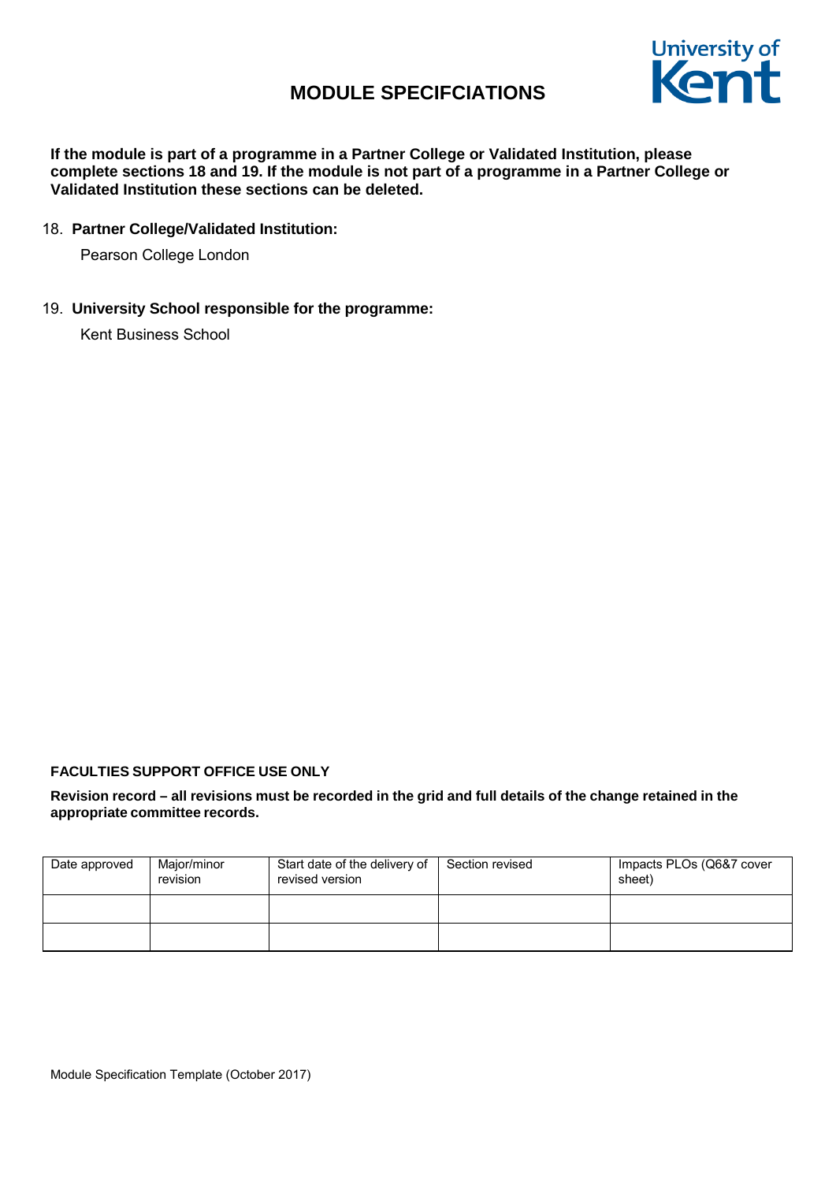# MODULE SPECIFCIATIONS

**If the module is part of a programme in a Partner College or Validated Institution, please complete sections 18 and 19. If the module is not part of a programme in a Partner College or Validated Institution these sections can be deleted.**

18. **Partner College/Validated Institution:**

    Pearson College London

19. **University School responsible for the programme:**

    Kent Business School

**FACULTIES SUPPORT OFFICE USE ONLY**

**Revision record – all revisions must be recorded in the grid and full details of the change retained in the appropriate committee records.**

| Date approved | Major/minor revision | Start date of the delivery of revised version | Section revised | Impacts PLOs (Q6&7 cover sheet) |
|---|---|---|---|---|
| | | | | |
| | | | | |

Module Specification Template (October 2017)